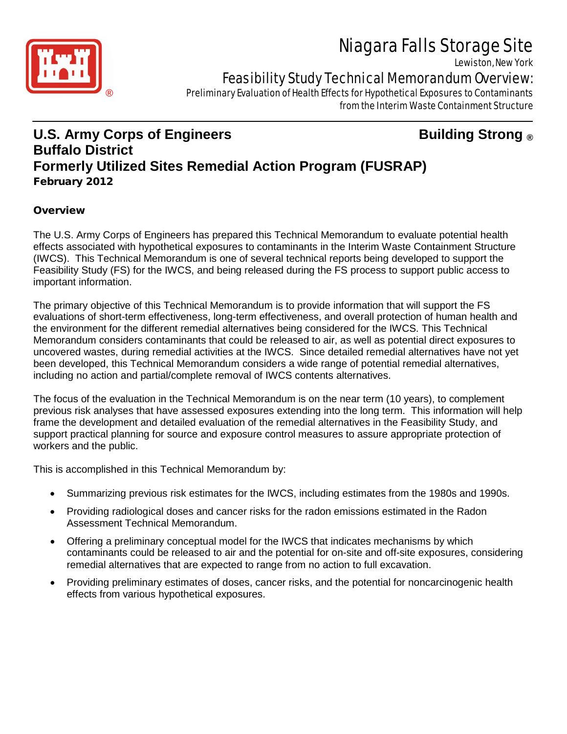# Niagara Falls Storage Site

Lewiston, New York

## Feasibility Study Technical Memorandum Overview:

Preliminary Evaluation of Health Effects for Hypothetical Exposures to Contaminants from the Interim Waste Containment Structure

**U.S. Army Corps of Engineers** **Building Strong ®**
**Buffalo District**
**Formerly Utilized Sites Remedial Action Program (FUSRAP)**
**February 2012**

### Overview

The U.S. Army Corps of Engineers has prepared this Technical Memorandum to evaluate potential health effects associated with hypothetical exposures to contaminants in the Interim Waste Containment Structure (IWCS). This Technical Memorandum is one of several technical reports being developed to support the Feasibility Study (FS) for the IWCS, and being released during the FS process to support public access to important information.

The primary objective of this Technical Memorandum is to provide information that will support the FS evaluations of short-term effectiveness, long-term effectiveness, and overall protection of human health and the environment for the different remedial alternatives being considered for the IWCS. This Technical Memorandum considers contaminants that could be released to air, as well as potential direct exposures to uncovered wastes, during remedial activities at the IWCS. Since detailed remedial alternatives have not yet been developed, this Technical Memorandum considers a wide range of potential remedial alternatives, including no action and partial/complete removal of IWCS contents alternatives.

The focus of the evaluation in the Technical Memorandum is on the near term (10 years), to complement previous risk analyses that have assessed exposures extending into the long term. This information will help frame the development and detailed evaluation of the remedial alternatives in the Feasibility Study, and support practical planning for source and exposure control measures to assure appropriate protection of workers and the public.

This is accomplished in this Technical Memorandum by:

- Summarizing previous risk estimates for the IWCS, including estimates from the 1980s and 1990s.
- Providing radiological doses and cancer risks for the radon emissions estimated in the Radon Assessment Technical Memorandum.
- Offering a preliminary conceptual model for the IWCS that indicates mechanisms by which contaminants could be released to air and the potential for on-site and off-site exposures, considering remedial alternatives that are expected to range from no action to full excavation.
- Providing preliminary estimates of doses, cancer risks, and the potential for noncarcinogenic health effects from various hypothetical exposures.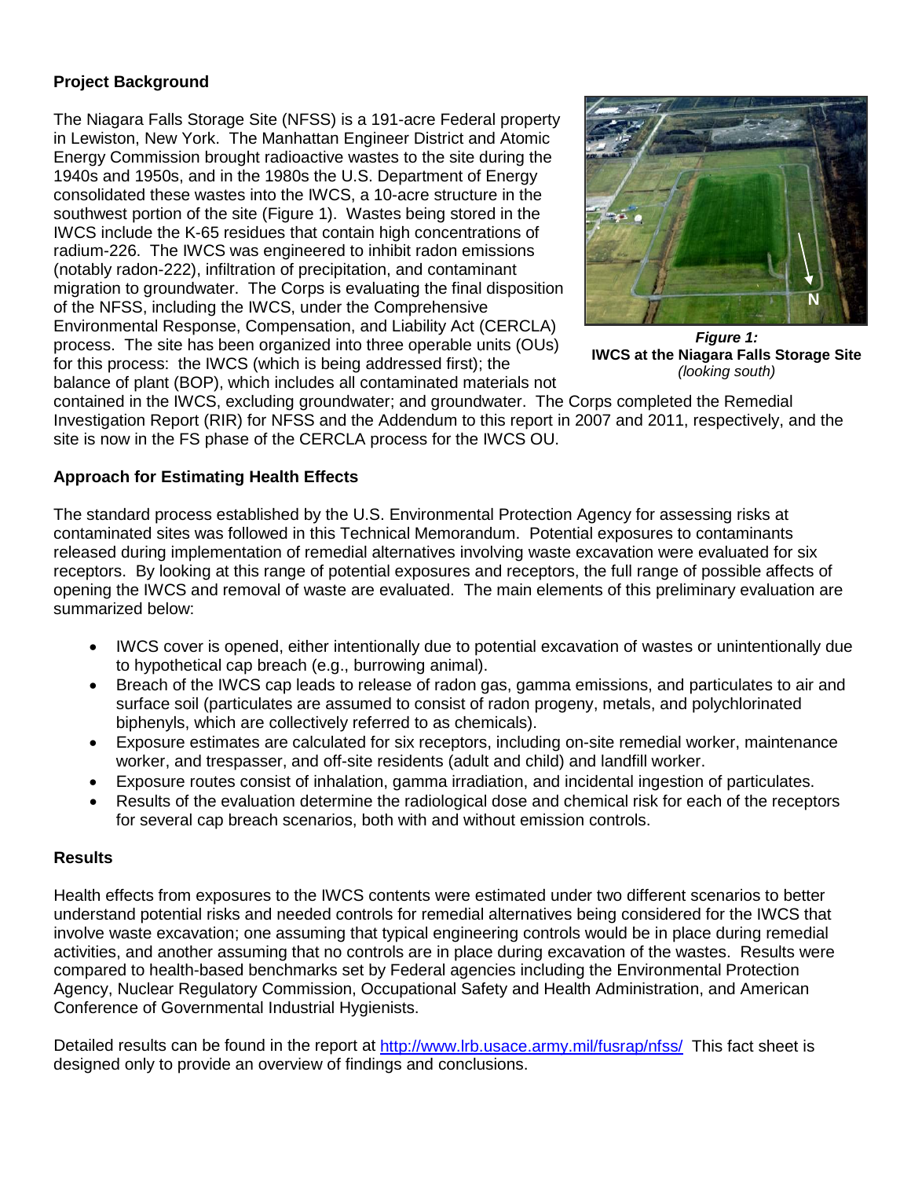## Project Background

The Niagara Falls Storage Site (NFSS) is a 191-acre Federal property in Lewiston, New York. The Manhattan Engineer District and Atomic Energy Commission brought radioactive wastes to the site during the 1940s and 1950s, and in the 1980s the U.S. Department of Energy consolidated these wastes into the IWCS, a 10-acre structure in the southwest portion of the site (Figure 1). Wastes being stored in the IWCS include the K-65 residues that contain high concentrations of radium-226. The IWCS was engineered to inhibit radon emissions (notably radon-222), infiltration of precipitation, and contaminant migration to groundwater. The Corps is evaluating the final disposition of the NFSS, including the IWCS, under the Comprehensive Environmental Response, Compensation, and Liability Act (CERCLA) process. The site has been organized into three operable units (OUs) for this process: the IWCS (which is being addressed first); the balance of plant (BOP), which includes all contaminated materials not contained in the IWCS, excluding groundwater; and groundwater. The Corps completed the Remedial Investigation Report (RIR) for NFSS and the Addendum to this report in 2007 and 2011, respectively, and the site is now in the FS phase of the CERCLA process for the IWCS OU.

***Figure 1:***
**IWCS at the Niagara Falls Storage Site**
*(looking south)*

## Approach for Estimating Health Effects

The standard process established by the U.S. Environmental Protection Agency for assessing risks at contaminated sites was followed in this Technical Memorandum. Potential exposures to contaminants released during implementation of remedial alternatives involving waste excavation were evaluated for six receptors. By looking at this range of potential exposures and receptors, the full range of possible affects of opening the IWCS and removal of waste are evaluated. The main elements of this preliminary evaluation are summarized below:

- IWCS cover is opened, either intentionally due to potential excavation of wastes or unintentionally due to hypothetical cap breach (e.g., burrowing animal).
- Breach of the IWCS cap leads to release of radon gas, gamma emissions, and particulates to air and surface soil (particulates are assumed to consist of radon progeny, metals, and polychlorinated biphenyls, which are collectively referred to as chemicals).
- Exposure estimates are calculated for six receptors, including on-site remedial worker, maintenance worker, and trespasser, and off-site residents (adult and child) and landfill worker.
- Exposure routes consist of inhalation, gamma irradiation, and incidental ingestion of particulates.
- Results of the evaluation determine the radiological dose and chemical risk for each of the receptors for several cap breach scenarios, both with and without emission controls.

## Results

Health effects from exposures to the IWCS contents were estimated under two different scenarios to better understand potential risks and needed controls for remedial alternatives being considered for the IWCS that involve waste excavation; one assuming that typical engineering controls would be in place during remedial activities, and another assuming that no controls are in place during excavation of the wastes. Results were compared to health-based benchmarks set by Federal agencies including the Environmental Protection Agency, Nuclear Regulatory Commission, Occupational Safety and Health Administration, and American Conference of Governmental Industrial Hygienists.

Detailed results can be found in the report at http://www.lrb.usace.army.mil/fusrap/nfss/ This fact sheet is designed only to provide an overview of findings and conclusions.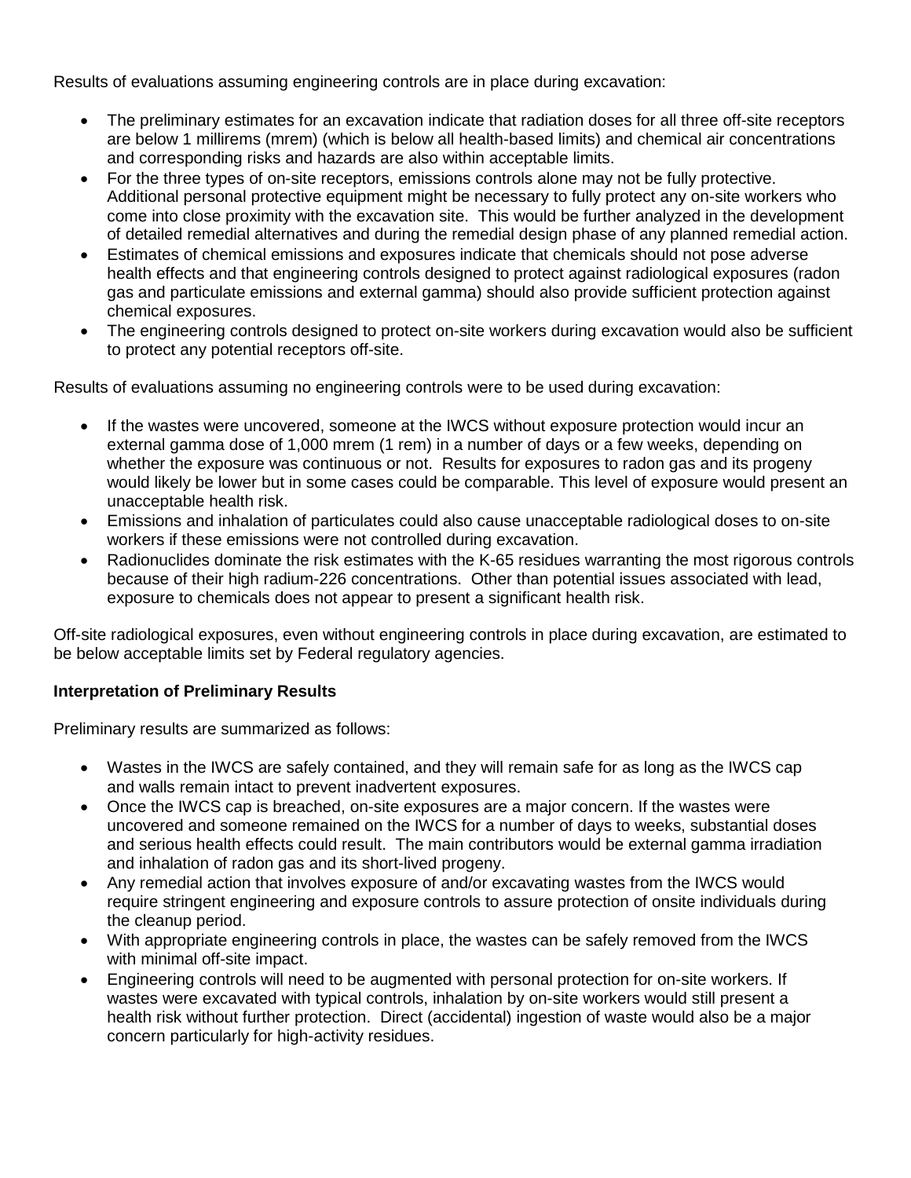Results of evaluations assuming engineering controls are in place during excavation:

- The preliminary estimates for an excavation indicate that radiation doses for all three off-site receptors are below 1 millirems (mrem) (which is below all health-based limits) and chemical air concentrations and corresponding risks and hazards are also within acceptable limits.
- For the three types of on-site receptors, emissions controls alone may not be fully protective. Additional personal protective equipment might be necessary to fully protect any on-site workers who come into close proximity with the excavation site. This would be further analyzed in the development of detailed remedial alternatives and during the remedial design phase of any planned remedial action.
- Estimates of chemical emissions and exposures indicate that chemicals should not pose adverse health effects and that engineering controls designed to protect against radiological exposures (radon gas and particulate emissions and external gamma) should also provide sufficient protection against chemical exposures.
- The engineering controls designed to protect on-site workers during excavation would also be sufficient to protect any potential receptors off-site.

Results of evaluations assuming no engineering controls were to be used during excavation:

- If the wastes were uncovered, someone at the IWCS without exposure protection would incur an external gamma dose of 1,000 mrem (1 rem) in a number of days or a few weeks, depending on whether the exposure was continuous or not. Results for exposures to radon gas and its progeny would likely be lower but in some cases could be comparable. This level of exposure would present an unacceptable health risk.
- Emissions and inhalation of particulates could also cause unacceptable radiological doses to on-site workers if these emissions were not controlled during excavation.
- Radionuclides dominate the risk estimates with the K-65 residues warranting the most rigorous controls because of their high radium-226 concentrations. Other than potential issues associated with lead, exposure to chemicals does not appear to present a significant health risk.

Off-site radiological exposures, even without engineering controls in place during excavation, are estimated to be below acceptable limits set by Federal regulatory agencies.

**Interpretation of Preliminary Results**

Preliminary results are summarized as follows:

- Wastes in the IWCS are safely contained, and they will remain safe for as long as the IWCS cap and walls remain intact to prevent inadvertent exposures.
- Once the IWCS cap is breached, on-site exposures are a major concern. If the wastes were uncovered and someone remained on the IWCS for a number of days to weeks, substantial doses and serious health effects could result. The main contributors would be external gamma irradiation and inhalation of radon gas and its short-lived progeny.
- Any remedial action that involves exposure of and/or excavating wastes from the IWCS would require stringent engineering and exposure controls to assure protection of onsite individuals during the cleanup period.
- With appropriate engineering controls in place, the wastes can be safely removed from the IWCS with minimal off-site impact.
- Engineering controls will need to be augmented with personal protection for on-site workers. If wastes were excavated with typical controls, inhalation by on-site workers would still present a health risk without further protection. Direct (accidental) ingestion of waste would also be a major concern particularly for high-activity residues.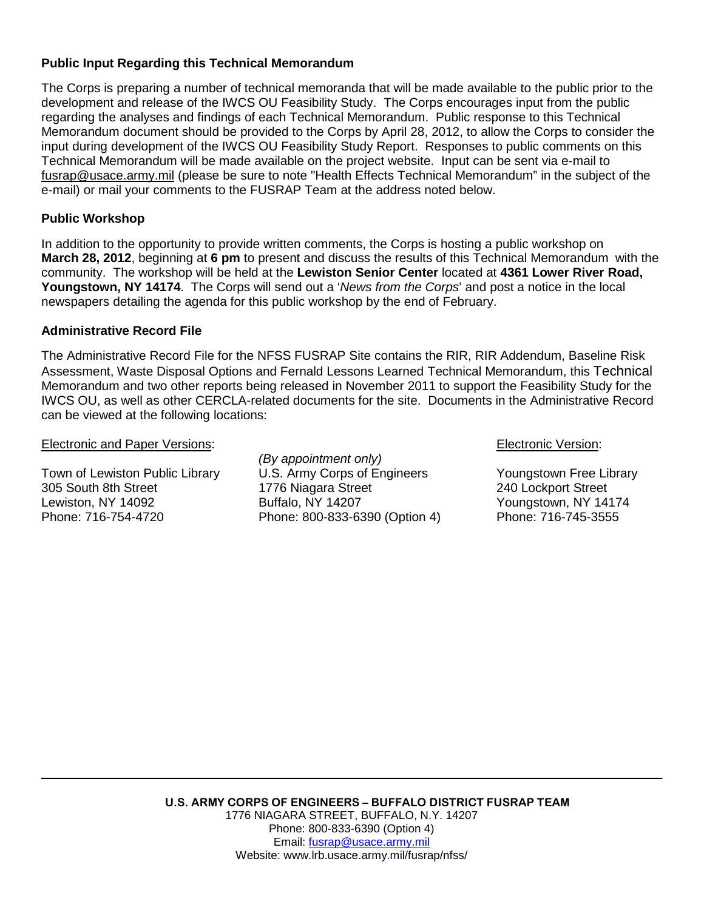**Public Input Regarding this Technical Memorandum**

The Corps is preparing a number of technical memoranda that will be made available to the public prior to the development and release of the IWCS OU Feasibility Study. The Corps encourages input from the public regarding the analyses and findings of each Technical Memorandum. Public response to this Technical Memorandum document should be provided to the Corps by April 28, 2012, to allow the Corps to consider the input during development of the IWCS OU Feasibility Study Report. Responses to public comments on this Technical Memorandum will be made available on the project website. Input can be sent via e-mail to fusrap@usace.army.mil (please be sure to note "Health Effects Technical Memorandum" in the subject of the e-mail) or mail your comments to the FUSRAP Team at the address noted below.

**Public Workshop**

In addition to the opportunity to provide written comments, the Corps is hosting a public workshop on **March 28, 2012**, beginning at **6 pm** to present and discuss the results of this Technical Memorandum with the community. The workshop will be held at the **Lewiston Senior Center** located at **4361 Lower River Road, Youngstown, NY 14174**. The Corps will send out a '*News from the Corps*' and post a notice in the local newspapers detailing the agenda for this public workshop by the end of February.

**Administrative Record File**

The Administrative Record File for the NFSS FUSRAP Site contains the RIR, RIR Addendum, Baseline Risk Assessment, Waste Disposal Options and Fernald Lessons Learned Technical Memorandum, this Technical Memorandum and two other reports being released in November 2011 to support the Feasibility Study for the IWCS OU, as well as other CERCLA-related documents for the site. Documents in the Administrative Record can be viewed at the following locations:

Electronic and Paper Versions:

Town of Lewiston Public Library
305 South 8th Street
Lewiston, NY 14092
Phone: 716-754-4720

*(By appointment only)*
U.S. Army Corps of Engineers
1776 Niagara Street
Buffalo, NY 14207
Phone: 800-833-6390 (Option 4)

Electronic Version:

Youngstown Free Library
240 Lockport Street
Youngstown, NY 14174
Phone: 716-745-3555

---

**U.S. ARMY CORPS OF ENGINEERS – BUFFALO DISTRICT FUSRAP TEAM**
1776 NIAGARA STREET, BUFFALO, N.Y. 14207
Phone: 800-833-6390 (Option 4)
Email: fusrap@usace.army.mil
Website: www.lrb.usace.army.mil/fusrap/nfss/